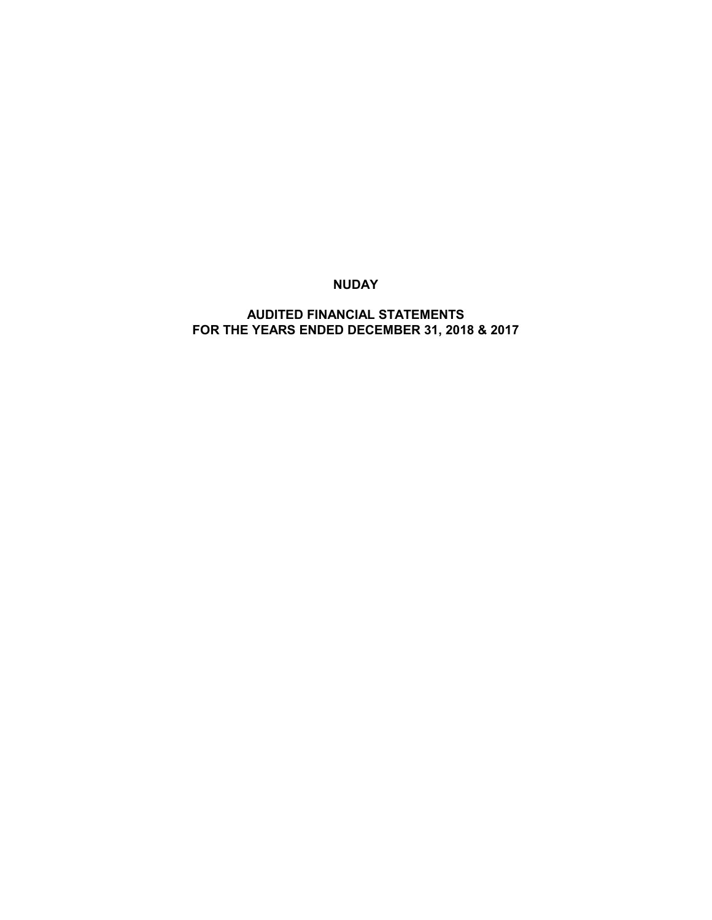# NUDAY

## AUDITED FINANCIAL STATEMENTS
## FOR THE YEARS ENDED DECEMBER 31, 2018 & 2017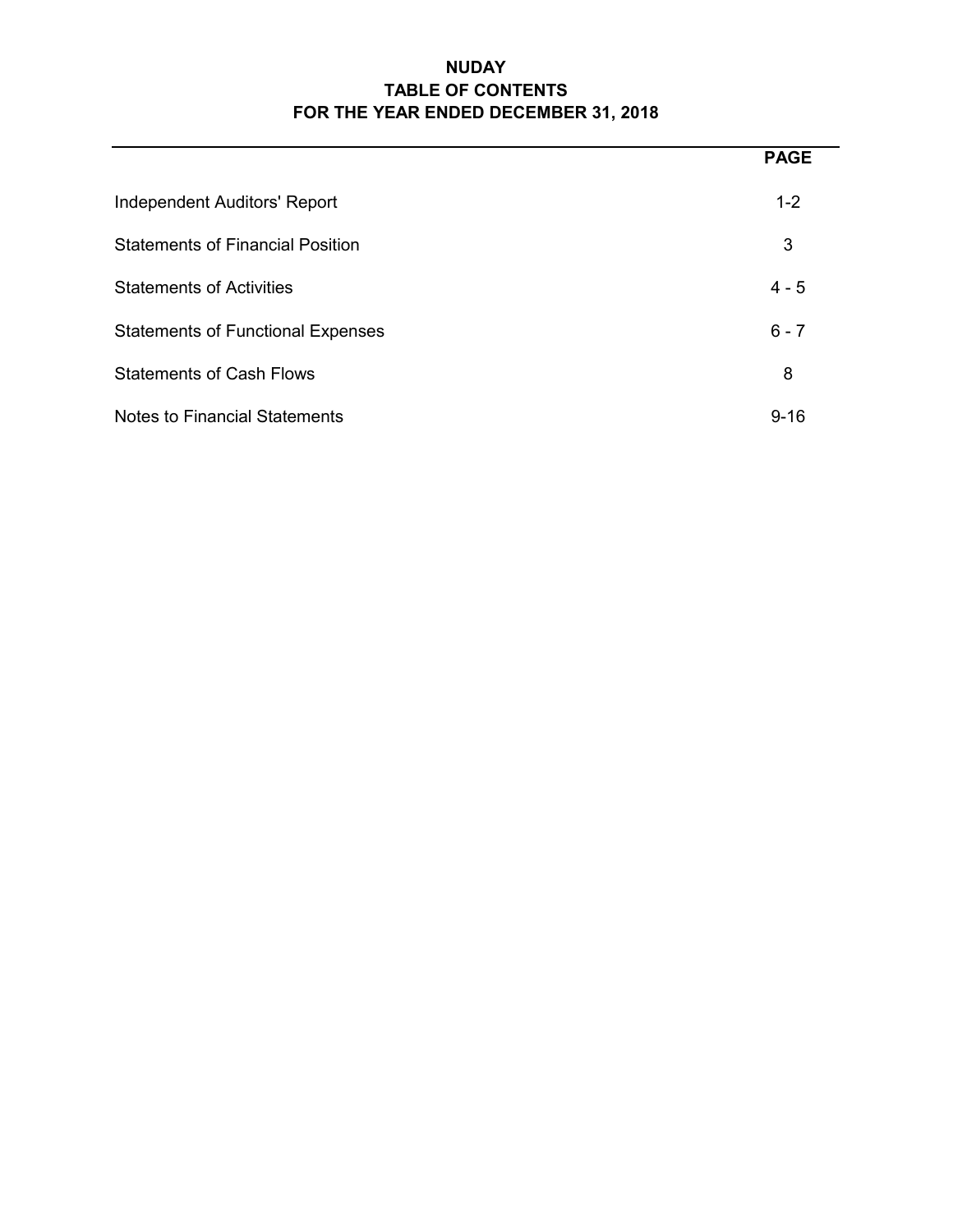# NUDAY
## TABLE OF CONTENTS
## FOR THE YEAR ENDED DECEMBER 31, 2018

| | PAGE |
|---|---|
| Independent Auditors' Report | 1-2 |
| Statements of Financial Position | 3 |
| Statements of Activities | 4 - 5 |
| Statements of Functional Expenses | 6 - 7 |
| Statements of Cash Flows | 8 |
| Notes to Financial Statements | 9-16 |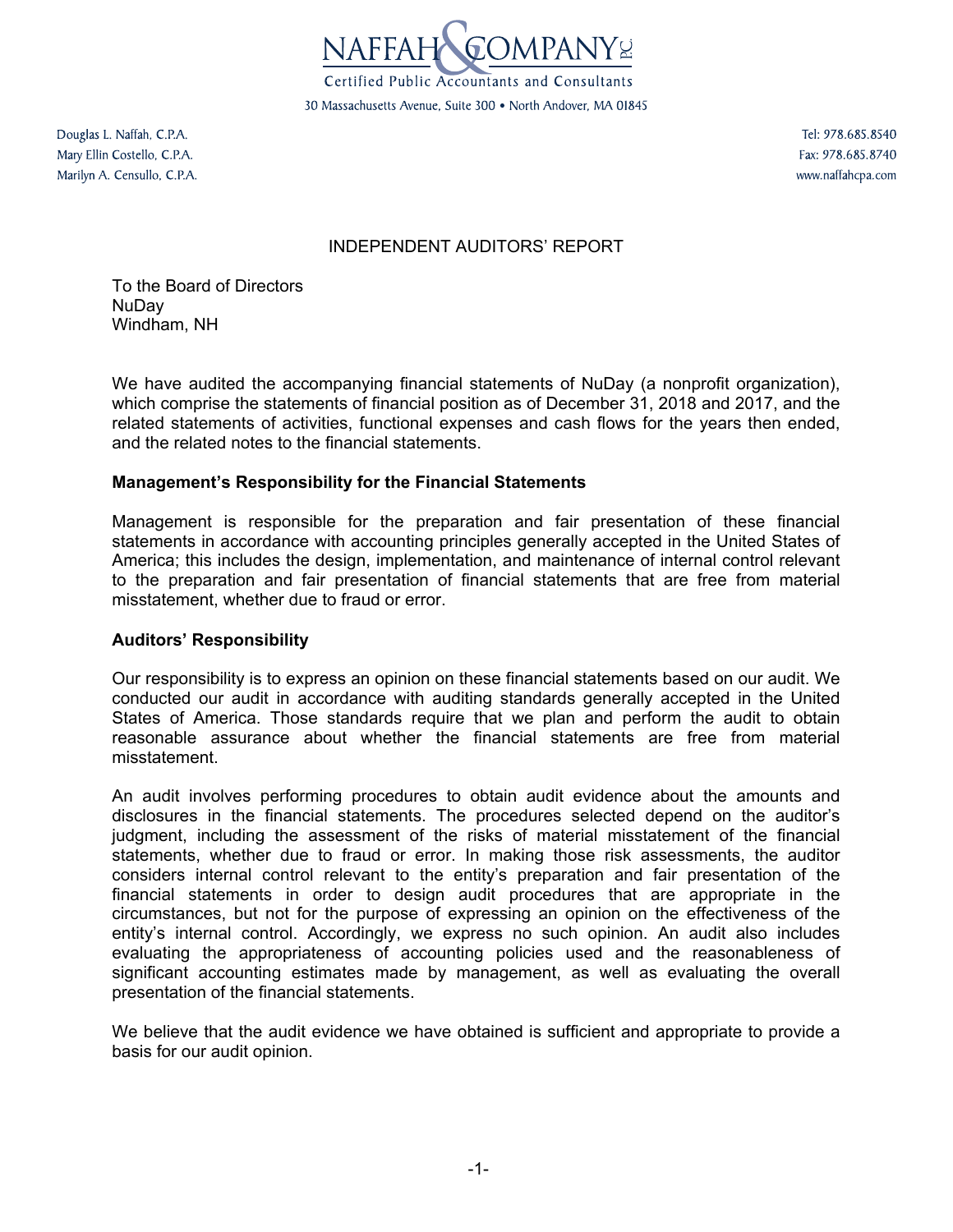NAFFAH & COMPANY P.C.

Certified Public Accountants and Consultants

30 Massachusetts Avenue, Suite 300 • North Andover, MA 01845

Douglas L. Naffah, C.P.A.
Mary Ellin Costello, C.P.A.
Marilyn A. Censullo, C.P.A.

Tel: 978.685.8540
Fax: 978.685.8740
www.naffahcpa.com

# INDEPENDENT AUDITORS' REPORT

To the Board of Directors
NuDay
Windham, NH

We have audited the accompanying financial statements of NuDay (a nonprofit organization), which comprise the statements of financial position as of December 31, 2018 and 2017, and the related statements of activities, functional expenses and cash flows for the years then ended, and the related notes to the financial statements.

**Management's Responsibility for the Financial Statements**

Management is responsible for the preparation and fair presentation of these financial statements in accordance with accounting principles generally accepted in the United States of America; this includes the design, implementation, and maintenance of internal control relevant to the preparation and fair presentation of financial statements that are free from material misstatement, whether due to fraud or error.

**Auditors' Responsibility**

Our responsibility is to express an opinion on these financial statements based on our audit. We conducted our audit in accordance with auditing standards generally accepted in the United States of America. Those standards require that we plan and perform the audit to obtain reasonable assurance about whether the financial statements are free from material misstatement.

An audit involves performing procedures to obtain audit evidence about the amounts and disclosures in the financial statements. The procedures selected depend on the auditor's judgment, including the assessment of the risks of material misstatement of the financial statements, whether due to fraud or error. In making those risk assessments, the auditor considers internal control relevant to the entity's preparation and fair presentation of the financial statements in order to design audit procedures that are appropriate in the circumstances, but not for the purpose of expressing an opinion on the effectiveness of the entity's internal control. Accordingly, we express no such opinion. An audit also includes evaluating the appropriateness of accounting policies used and the reasonableness of significant accounting estimates made by management, as well as evaluating the overall presentation of the financial statements.

We believe that the audit evidence we have obtained is sufficient and appropriate to provide a basis for our audit opinion.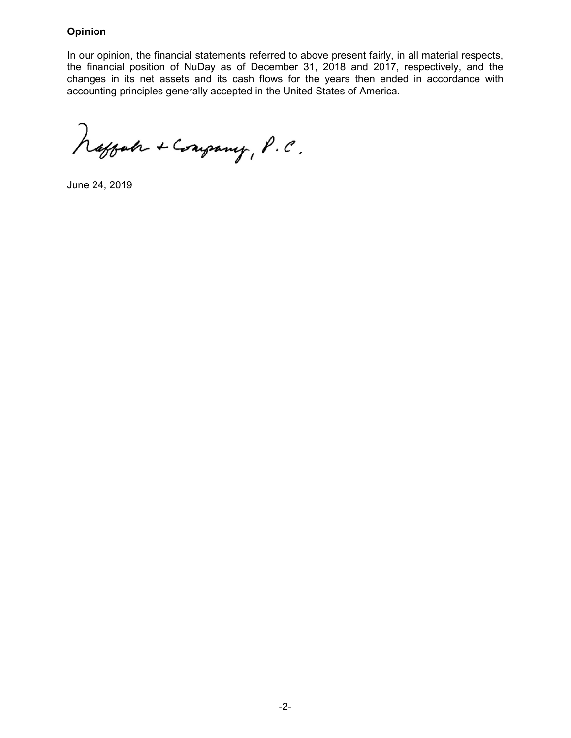**Opinion**

In our opinion, the financial statements referred to above present fairly, in all material respects, the financial position of NuDay as of December 31, 2018 and 2017, respectively, and the changes in its net assets and its cash flows for the years then ended in accordance with accounting principles generally accepted in the United States of America.

Raffa + Company, P.C.

June 24, 2019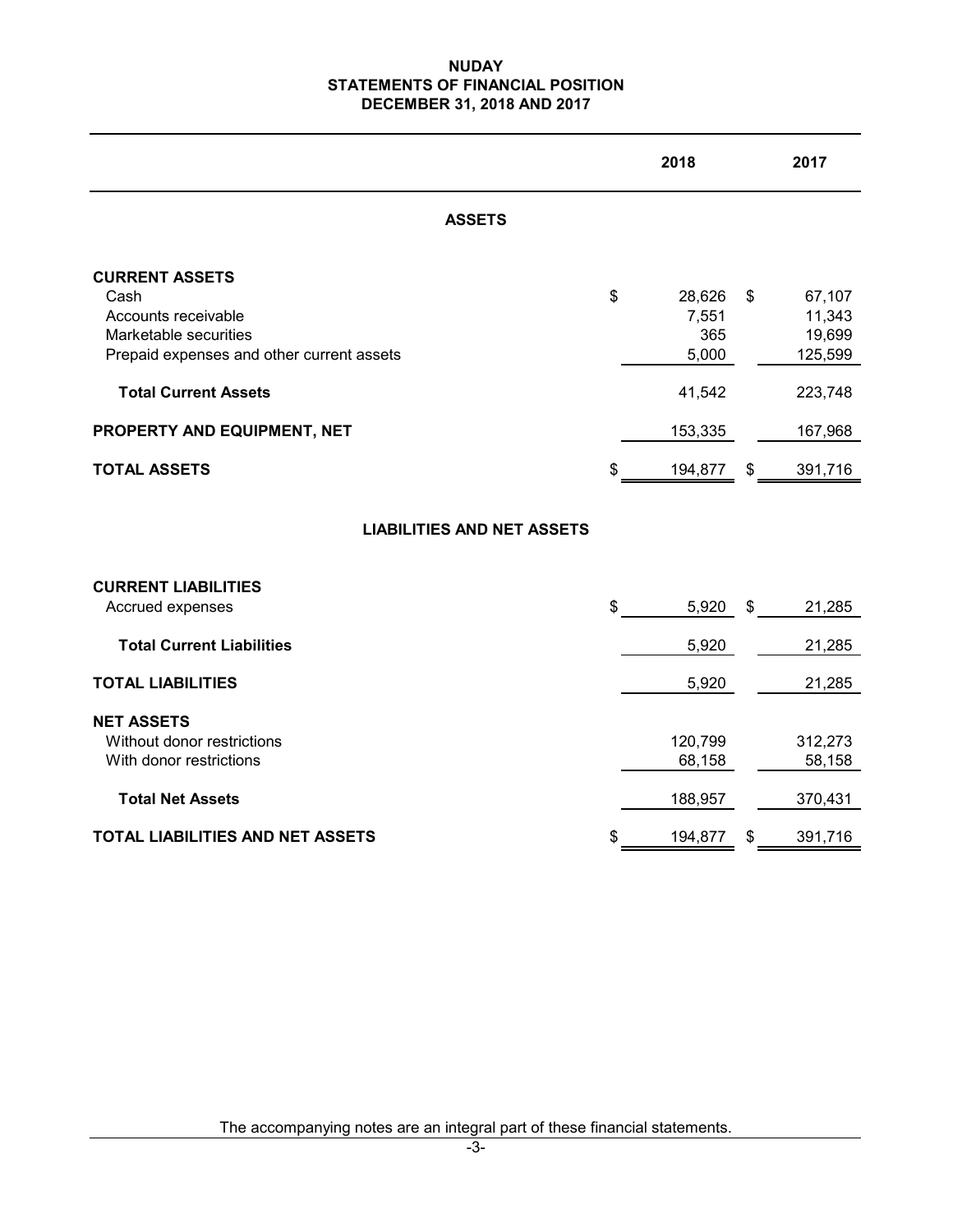# NUDAY
## STATEMENTS OF FINANCIAL POSITION
## DECEMBER 31, 2018 AND 2017

| | 2018 | 2017 |
|---|---|---|
| **ASSETS** | | |
| **CURRENT ASSETS** | | |
| Cash | $ 28,626 | $ 67,107 |
| Accounts receivable | 7,551 | 11,343 |
| Marketable securities | 365 | 19,699 |
| Prepaid expenses and other current assets | 5,000 | 125,599 |
| **Total Current Assets** | 41,542 | 223,748 |
| **PROPERTY AND EQUIPMENT, NET** | 153,335 | 167,968 |
| **TOTAL ASSETS** | $ 194,877 | $ 391,716 |
| **LIABILITIES AND NET ASSETS** | | |
| **CURRENT LIABILITIES** | | |
| Accrued expenses | $ 5,920 | $ 21,285 |
| **Total Current Liabilities** | 5,920 | 21,285 |
| **TOTAL LIABILITIES** | 5,920 | 21,285 |
| **NET ASSETS** | | |
| Without donor restrictions | 120,799 | 312,273 |
| With donor restrictions | 68,158 | 58,158 |
| **Total Net Assets** | 188,957 | 370,431 |
| **TOTAL LIABILITIES AND NET ASSETS** | $ 194,877 | $ 391,716 |

The accompanying notes are an integral part of these financial statements.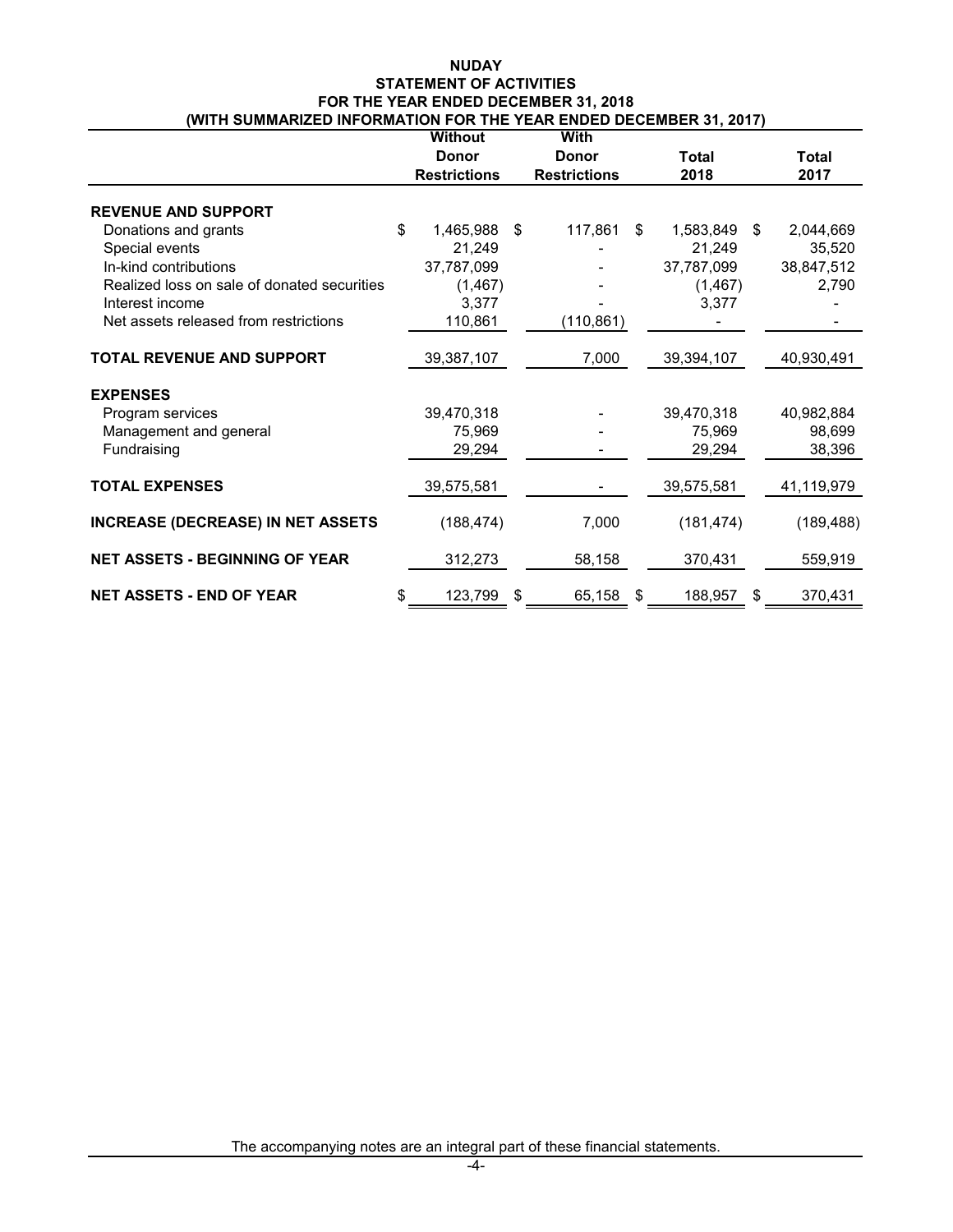# NUDAY
## STATEMENT OF ACTIVITIES
### FOR THE YEAR ENDED DECEMBER 31, 2018
### (WITH SUMMARIZED INFORMATION FOR THE YEAR ENDED DECEMBER 31, 2017)

| | Without Donor Restrictions | With Donor Restrictions | Total 2018 | Total 2017 |
|---|---|---|---|---|
| **REVENUE AND SUPPORT** | | | | |
| Donations and grants | $ 1,465,988 | $ 117,861 | $ 1,583,849 | $ 2,044,669 |
| Special events | 21,249 | - | 21,249 | 35,520 |
| In-kind contributions | 37,787,099 | - | 37,787,099 | 38,847,512 |
| Realized loss on sale of donated securities | (1,467) | - | (1,467) | 2,790 |
| Interest income | 3,377 | - | 3,377 | - |
| Net assets released from restrictions | 110,861 | (110,861) | - | - |
| **TOTAL REVENUE AND SUPPORT** | 39,387,107 | 7,000 | 39,394,107 | 40,930,491 |
| **EXPENSES** | | | | |
| Program services | 39,470,318 | - | 39,470,318 | 40,982,884 |
| Management and general | 75,969 | - | 75,969 | 98,699 |
| Fundraising | 29,294 | - | 29,294 | 38,396 |
| **TOTAL EXPENSES** | 39,575,581 | - | 39,575,581 | 41,119,979 |
| **INCREASE (DECREASE) IN NET ASSETS** | (188,474) | 7,000 | (181,474) | (189,488) |
| **NET ASSETS - BEGINNING OF YEAR** | 312,273 | 58,158 | 370,431 | 559,919 |
| **NET ASSETS - END OF YEAR** | $ 123,799 | $ 65,158 | $ 188,957 | $ 370,431 |

The accompanying notes are an integral part of these financial statements.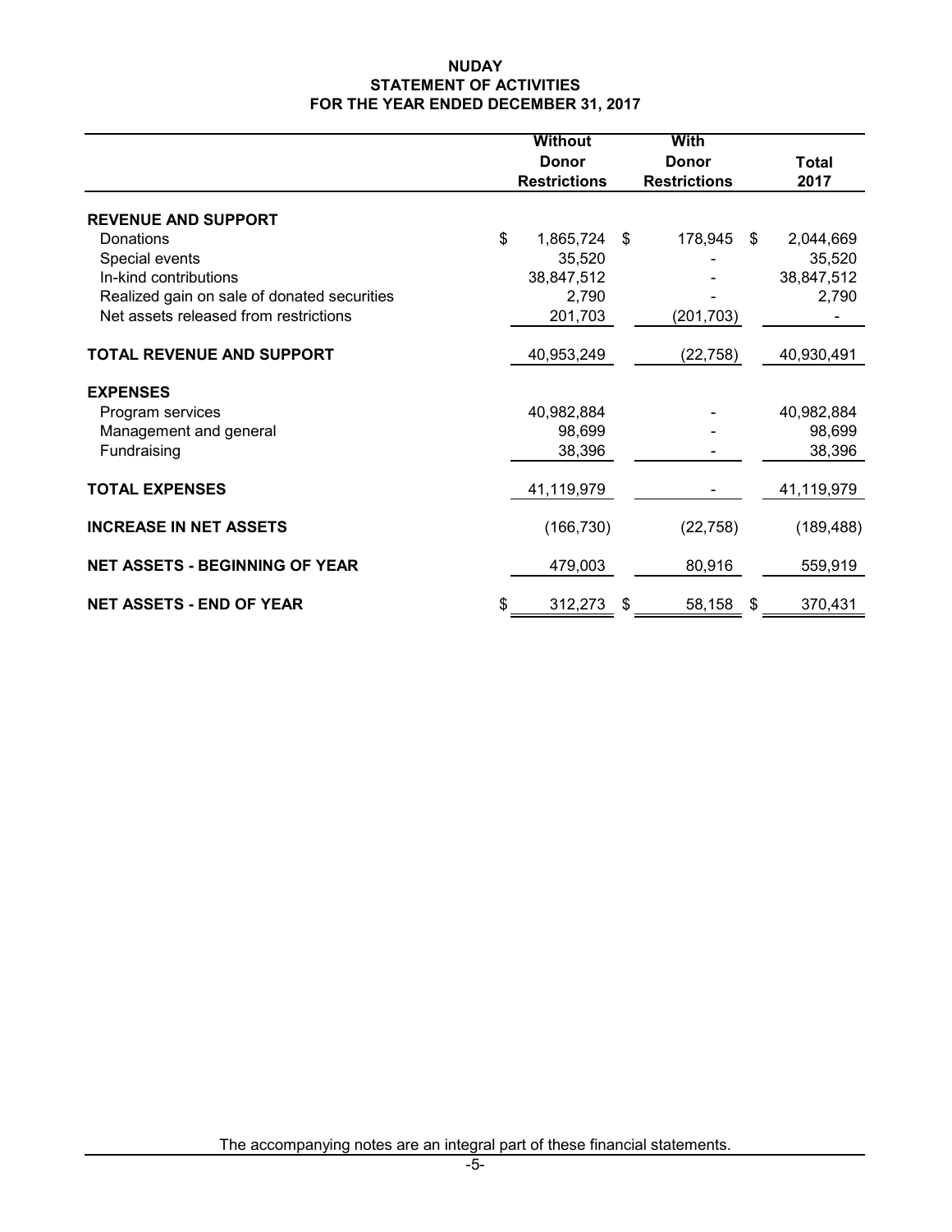# NUDAY
## STATEMENT OF ACTIVITIES
## FOR THE YEAR ENDED DECEMBER 31, 2017

| | Without Donor Restrictions | With Donor Restrictions | Total 2017 |
|---|---|---|---|
| **REVENUE AND SUPPORT** | | | |
| Donations | $ 1,865,724 | $ 178,945 | $ 2,044,669 |
| Special events | 35,520 | - | 35,520 |
| In-kind contributions | 38,847,512 | - | 38,847,512 |
| Realized gain on sale of donated securities | 2,790 | - | 2,790 |
| Net assets released from restrictions | 201,703 | (201,703) | - |
| **TOTAL REVENUE AND SUPPORT** | 40,953,249 | (22,758) | 40,930,491 |
| **EXPENSES** | | | |
| Program services | 40,982,884 | - | 40,982,884 |
| Management and general | 98,699 | - | 98,699 |
| Fundraising | 38,396 | - | 38,396 |
| **TOTAL EXPENSES** | 41,119,979 | - | 41,119,979 |
| **INCREASE IN NET ASSETS** | (166,730) | (22,758) | (189,488) |
| **NET ASSETS - BEGINNING OF YEAR** | 479,003 | 80,916 | 559,919 |
| **NET ASSETS - END OF YEAR** | $ 312,273 | $ 58,158 | $ 370,431 |

The accompanying notes are an integral part of these financial statements.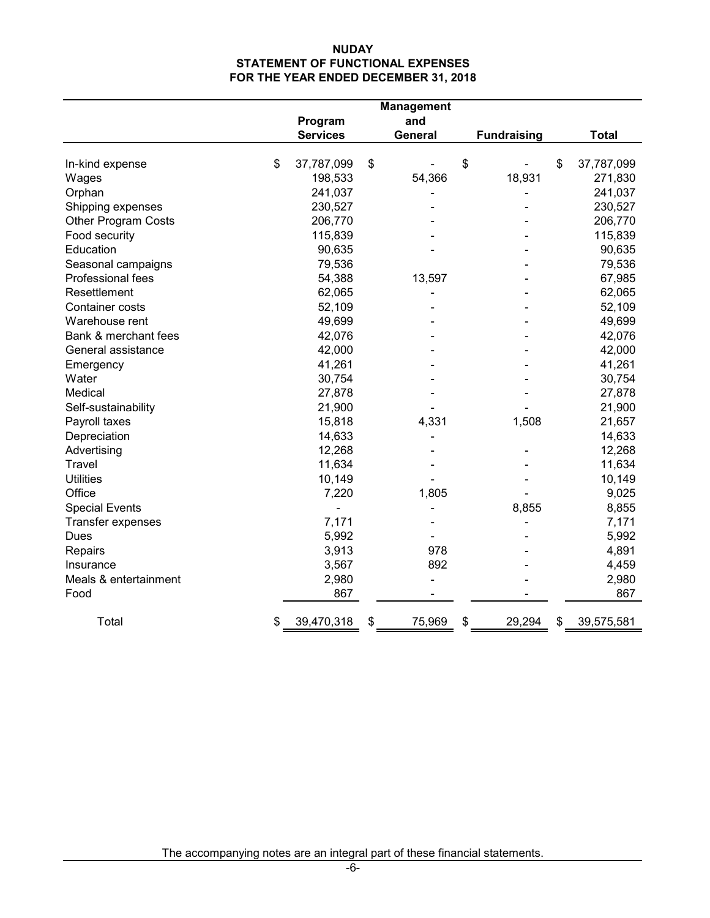# NUDAY
## STATEMENT OF FUNCTIONAL EXPENSES
## FOR THE YEAR ENDED DECEMBER 31, 2018

| | Program Services | Management and General | Fundraising | Total |
|---|---|---|---|---|
| In-kind expense | $ 37,787,099 | $ - | $ - | $ 37,787,099 |
| Wages | 198,533 | 54,366 | 18,931 | 271,830 |
| Orphan | 241,037 | - | - | 241,037 |
| Shipping expenses | 230,527 | - | - | 230,527 |
| Other Program Costs | 206,770 | - | - | 206,770 |
| Food security | 115,839 | - | - | 115,839 |
| Education | 90,635 | - | - | 90,635 |
| Seasonal campaigns | 79,536 | | - | 79,536 |
| Professional fees | 54,388 | 13,597 | - | 67,985 |
| Resettlement | 62,065 | - | - | 62,065 |
| Container costs | 52,109 | - | - | 52,109 |
| Warehouse rent | 49,699 | - | - | 49,699 |
| Bank & merchant fees | 42,076 | - | - | 42,076 |
| General assistance | 42,000 | - | - | 42,000 |
| Emergency | 41,261 | - | - | 41,261 |
| Water | 30,754 | - | - | 30,754 |
| Medical | 27,878 | - | - | 27,878 |
| Self-sustainability | 21,900 | - | - | 21,900 |
| Payroll taxes | 15,818 | 4,331 | 1,508 | 21,657 |
| Depreciation | 14,633 | - | | 14,633 |
| Advertising | 12,268 | - | - | 12,268 |
| Travel | 11,634 | - | - | 11,634 |
| Utilities | 10,149 | - | - | 10,149 |
| Office | 7,220 | 1,805 | - | 9,025 |
| Special Events | - | - | 8,855 | 8,855 |
| Transfer expenses | 7,171 | - | - | 7,171 |
| Dues | 5,992 | - | - | 5,992 |
| Repairs | 3,913 | 978 | - | 4,891 |
| Insurance | 3,567 | 892 | - | 4,459 |
| Meals & entertainment | 2,980 | - | - | 2,980 |
| Food | 867 | - | - | 867 |
| Total | $ 39,470,318 | $ 75,969 | $ 29,294 | $ 39,575,581 |

The accompanying notes are an integral part of these financial statements.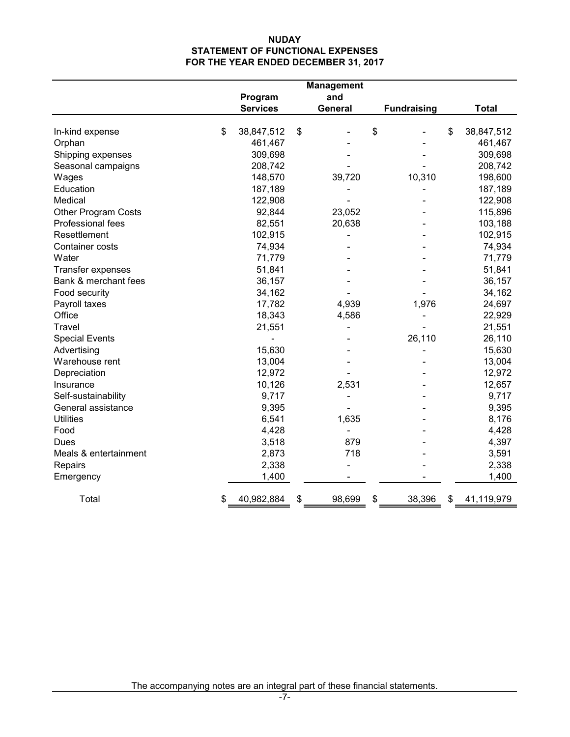# NUDAY
## STATEMENT OF FUNCTIONAL EXPENSES
## FOR THE YEAR ENDED DECEMBER 31, 2017

| | Program Services | Management and General | Fundraising | Total |
|---|---|---|---|---|
| In-kind expense | $ 38,847,512 | $ - | $ - | $ 38,847,512 |
| Orphan | 461,467 | - | - | 461,467 |
| Shipping expenses | 309,698 | - | - | 309,698 |
| Seasonal campaigns | 208,742 | - | - | 208,742 |
| Wages | 148,570 | 39,720 | 10,310 | 198,600 |
| Education | 187,189 | - | - | 187,189 |
| Medical | 122,908 | - | - | 122,908 |
| Other Program Costs | 92,844 | 23,052 | - | 115,896 |
| Professional fees | 82,551 | 20,638 | - | 103,188 |
| Resettlement | 102,915 | - | - | 102,915 |
| Container costs | 74,934 | - | - | 74,934 |
| Water | 71,779 | - | - | 71,779 |
| Transfer expenses | 51,841 | - | - | 51,841 |
| Bank & merchant fees | 36,157 | - | - | 36,157 |
| Food security | 34,162 | - | - | 34,162 |
| Payroll taxes | 17,782 | 4,939 | 1,976 | 24,697 |
| Office | 18,343 | 4,586 | - | 22,929 |
| Travel | 21,551 | - | - | 21,551 |
| Special Events | - | - | 26,110 | 26,110 |
| Advertising | 15,630 | - | - | 15,630 |
| Warehouse rent | 13,004 | - | - | 13,004 |
| Depreciation | 12,972 | - | - | 12,972 |
| Insurance | 10,126 | 2,531 | - | 12,657 |
| Self-sustainability | 9,717 | - | - | 9,717 |
| General assistance | 9,395 | - | - | 9,395 |
| Utilities | 6,541 | 1,635 | - | 8,176 |
| Food | 4,428 | - | - | 4,428 |
| Dues | 3,518 | 879 | - | 4,397 |
| Meals & entertainment | 2,873 | 718 | - | 3,591 |
| Repairs | 2,338 | - | - | 2,338 |
| Emergency | 1,400 | - | - | 1,400 |
| Total | $ 40,982,884 | $ 98,699 | $ 38,396 | $ 41,119,979 |

The accompanying notes are an integral part of these financial statements.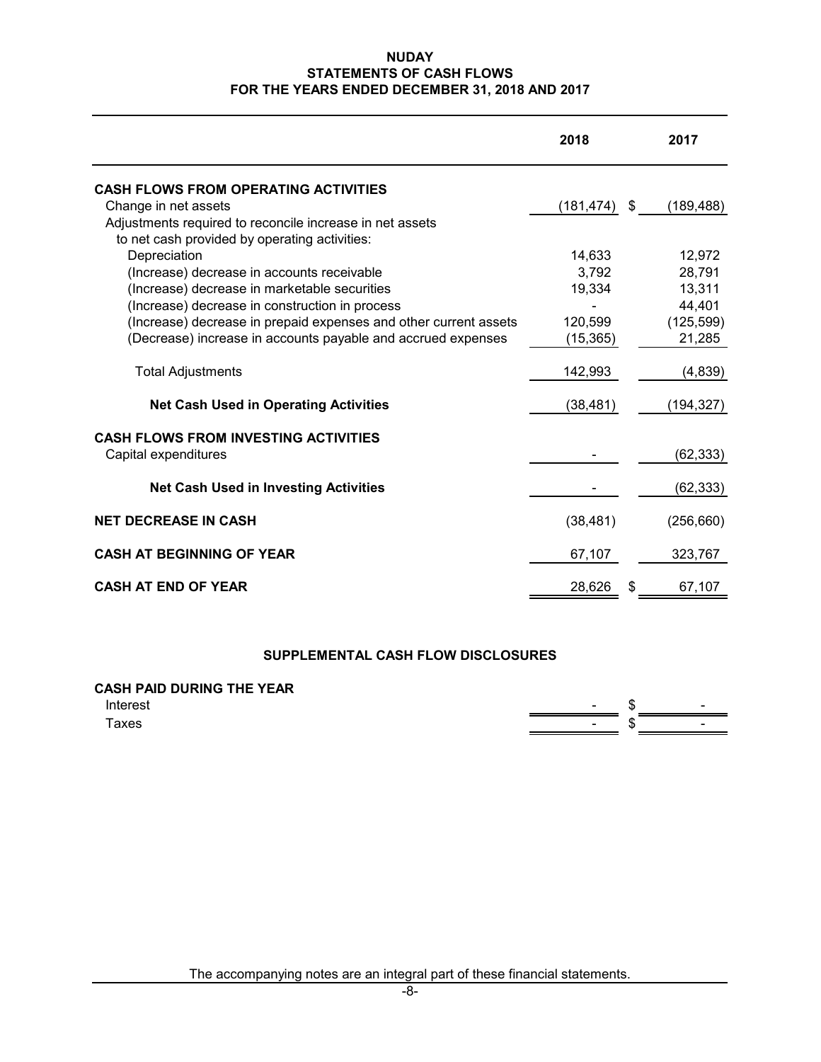# NUDAY
## STATEMENTS OF CASH FLOWS
### FOR THE YEARS ENDED DECEMBER 31, 2018 AND 2017

| | 2018 | 2017 |
|---|---|---|
| **CASH FLOWS FROM OPERATING ACTIVITIES** | | |
| Change in net assets | (181,474) | $ (189,488) |
| Adjustments required to reconcile increase in net assets to net cash provided by operating activities: | | |
| Depreciation | 14,633 | 12,972 |
| (Increase) decrease in accounts receivable | 3,792 | 28,791 |
| (Increase) decrease in marketable securities | 19,334 | 13,311 |
| (Increase) decrease in construction in process | - | 44,401 |
| (Increase) decrease in prepaid expenses and other current assets | 120,599 | (125,599) |
| (Decrease) increase in accounts payable and accrued expenses | (15,365) | 21,285 |
| Total Adjustments | 142,993 | (4,839) |
| **Net Cash Used in Operating Activities** | (38,481) | (194,327) |
| **CASH FLOWS FROM INVESTING ACTIVITIES** | | |
| Capital expenditures | - | (62,333) |
| **Net Cash Used in Investing Activities** | - | (62,333) |
| **NET DECREASE IN CASH** | (38,481) | (256,660) |
| **CASH AT BEGINNING OF YEAR** | 67,107 | 323,767 |
| **CASH AT END OF YEAR** | 28,626 | $ 67,107 |

## SUPPLEMENTAL CASH FLOW DISCLOSURES

| **CASH PAID DURING THE YEAR** | | |
|---|---|---|
| Interest | - | $ - |
| Taxes | - | $ - |

The accompanying notes are an integral part of these financial statements.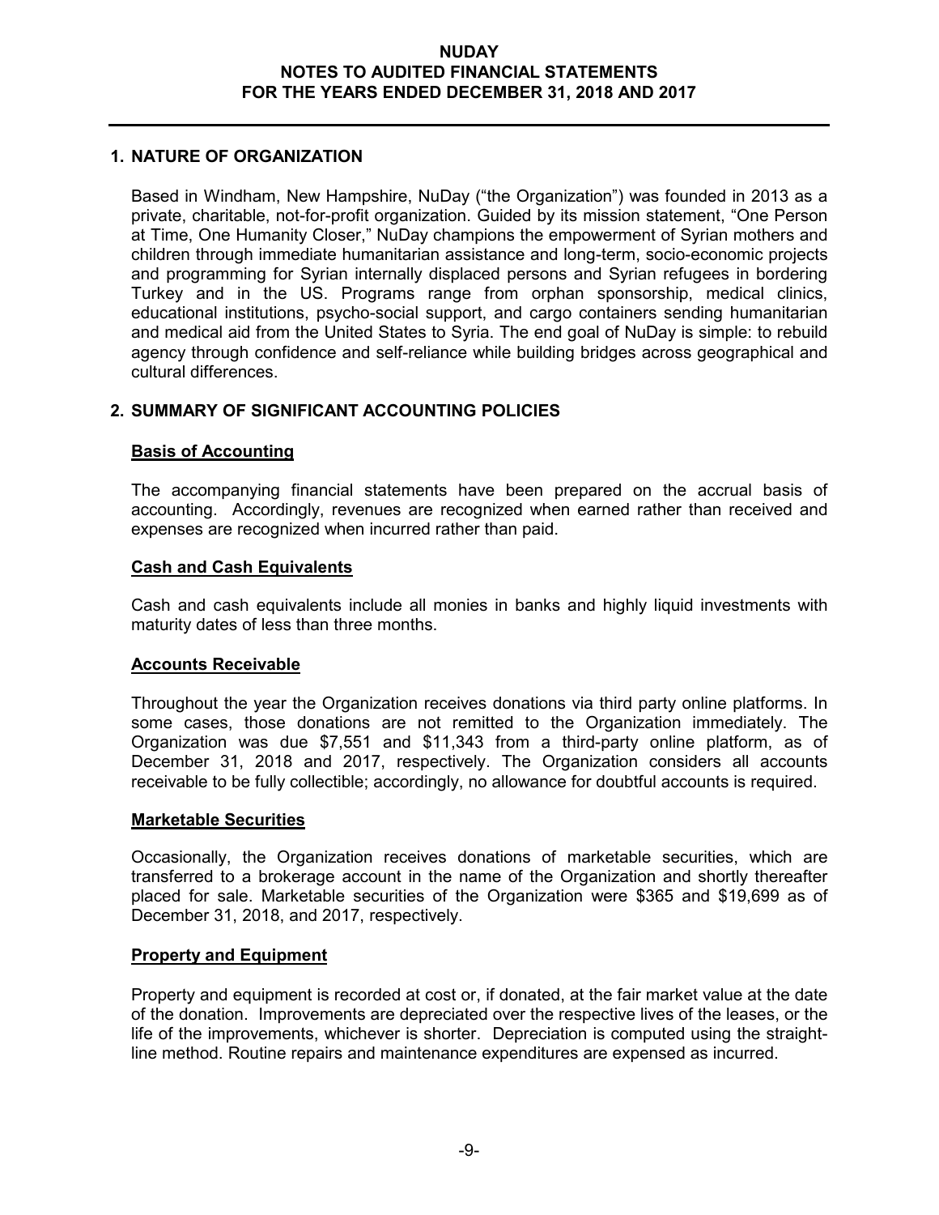## 1. NATURE OF ORGANIZATION

Based in Windham, New Hampshire, NuDay ("the Organization") was founded in 2013 as a private, charitable, not-for-profit organization. Guided by its mission statement, "One Person at Time, One Humanity Closer," NuDay champions the empowerment of Syrian mothers and children through immediate humanitarian assistance and long-term, socio-economic projects and programming for Syrian internally displaced persons and Syrian refugees in bordering Turkey and in the US. Programs range from orphan sponsorship, medical clinics, educational institutions, psycho-social support, and cargo containers sending humanitarian and medical aid from the United States to Syria. The end goal of NuDay is simple: to rebuild agency through confidence and self-reliance while building bridges across geographical and cultural differences.

## 2. SUMMARY OF SIGNIFICANT ACCOUNTING POLICIES

### Basis of Accounting

The accompanying financial statements have been prepared on the accrual basis of accounting. Accordingly, revenues are recognized when earned rather than received and expenses are recognized when incurred rather than paid.

### Cash and Cash Equivalents

Cash and cash equivalents include all monies in banks and highly liquid investments with maturity dates of less than three months.

### Accounts Receivable

Throughout the year the Organization receives donations via third party online platforms. In some cases, those donations are not remitted to the Organization immediately. The Organization was due $7,551 and $11,343 from a third-party online platform, as of December 31, 2018 and 2017, respectively. The Organization considers all accounts receivable to be fully collectible; accordingly, no allowance for doubtful accounts is required.

### Marketable Securities

Occasionally, the Organization receives donations of marketable securities, which are transferred to a brokerage account in the name of the Organization and shortly thereafter placed for sale. Marketable securities of the Organization were $365 and $19,699 as of December 31, 2018, and 2017, respectively.

### Property and Equipment

Property and equipment is recorded at cost or, if donated, at the fair market value at the date of the donation. Improvements are depreciated over the respective lives of the leases, or the life of the improvements, whichever is shorter. Depreciation is computed using the straight-line method. Routine repairs and maintenance expenditures are expensed as incurred.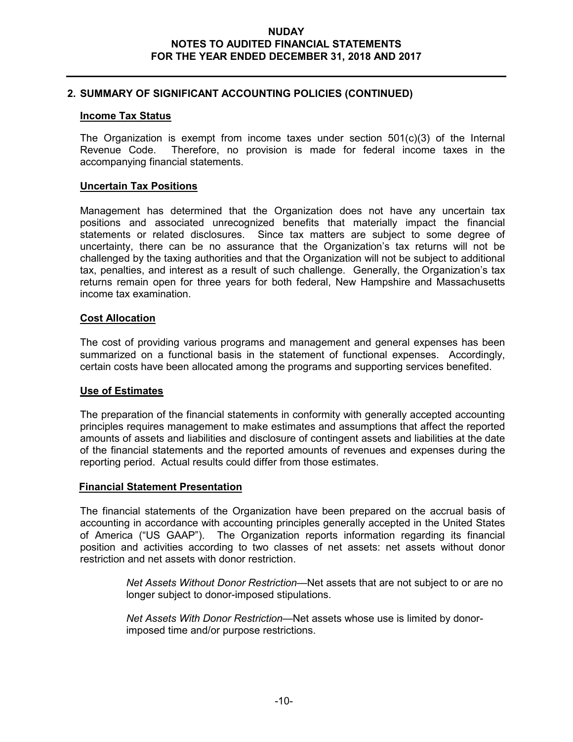## 2. SUMMARY OF SIGNIFICANT ACCOUNTING POLICIES (CONTINUED)

### Income Tax Status

The Organization is exempt from income taxes under section 501(c)(3) of the Internal Revenue Code. Therefore, no provision is made for federal income taxes in the accompanying financial statements.

### Uncertain Tax Positions

Management has determined that the Organization does not have any uncertain tax positions and associated unrecognized benefits that materially impact the financial statements or related disclosures. Since tax matters are subject to some degree of uncertainty, there can be no assurance that the Organization's tax returns will not be challenged by the taxing authorities and that the Organization will not be subject to additional tax, penalties, and interest as a result of such challenge. Generally, the Organization's tax returns remain open for three years for both federal, New Hampshire and Massachusetts income tax examination.

### Cost Allocation

The cost of providing various programs and management and general expenses has been summarized on a functional basis in the statement of functional expenses. Accordingly, certain costs have been allocated among the programs and supporting services benefited.

### Use of Estimates

The preparation of the financial statements in conformity with generally accepted accounting principles requires management to make estimates and assumptions that affect the reported amounts of assets and liabilities and disclosure of contingent assets and liabilities at the date of the financial statements and the reported amounts of revenues and expenses during the reporting period. Actual results could differ from those estimates.

### Financial Statement Presentation

The financial statements of the Organization have been prepared on the accrual basis of accounting in accordance with accounting principles generally accepted in the United States of America ("US GAAP"). The Organization reports information regarding its financial position and activities according to two classes of net assets: net assets without donor restriction and net assets with donor restriction.

> *Net Assets Without Donor Restriction*—Net assets that are not subject to or are no longer subject to donor-imposed stipulations.
>
> *Net Assets With Donor Restriction*—Net assets whose use is limited by donor-imposed time and/or purpose restrictions.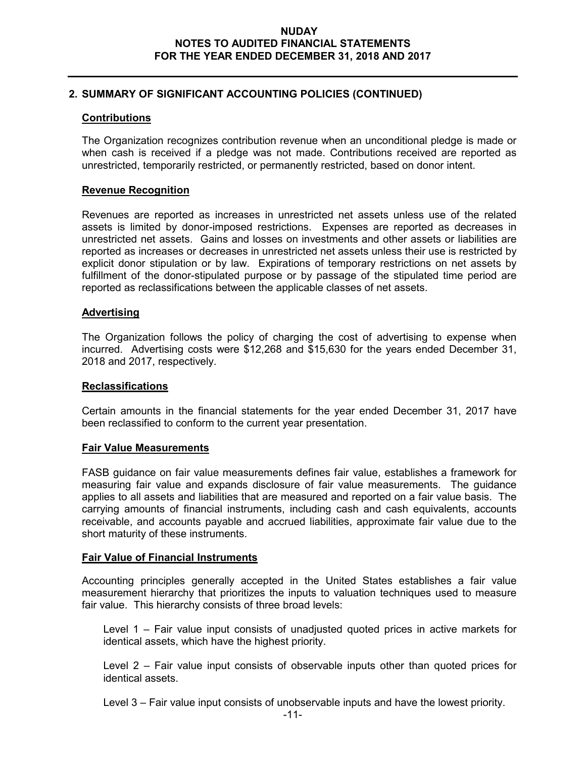## 2. SUMMARY OF SIGNIFICANT ACCOUNTING POLICIES (CONTINUED)

### Contributions

The Organization recognizes contribution revenue when an unconditional pledge is made or when cash is received if a pledge was not made. Contributions received are reported as unrestricted, temporarily restricted, or permanently restricted, based on donor intent.

### Revenue Recognition

Revenues are reported as increases in unrestricted net assets unless use of the related assets is limited by donor-imposed restrictions. Expenses are reported as decreases in unrestricted net assets. Gains and losses on investments and other assets or liabilities are reported as increases or decreases in unrestricted net assets unless their use is restricted by explicit donor stipulation or by law. Expirations of temporary restrictions on net assets by fulfillment of the donor-stipulated purpose or by passage of the stipulated time period are reported as reclassifications between the applicable classes of net assets.

### Advertising

The Organization follows the policy of charging the cost of advertising to expense when incurred. Advertising costs were $12,268 and $15,630 for the years ended December 31, 2018 and 2017, respectively.

### Reclassifications

Certain amounts in the financial statements for the year ended December 31, 2017 have been reclassified to conform to the current year presentation.

### Fair Value Measurements

FASB guidance on fair value measurements defines fair value, establishes a framework for measuring fair value and expands disclosure of fair value measurements. The guidance applies to all assets and liabilities that are measured and reported on a fair value basis. The carrying amounts of financial instruments, including cash and cash equivalents, accounts receivable, and accounts payable and accrued liabilities, approximate fair value due to the short maturity of these instruments.

### Fair Value of Financial Instruments

Accounting principles generally accepted in the United States establishes a fair value measurement hierarchy that prioritizes the inputs to valuation techniques used to measure fair value. This hierarchy consists of three broad levels:

Level 1 – Fair value input consists of unadjusted quoted prices in active markets for identical assets, which have the highest priority.

Level 2 – Fair value input consists of observable inputs other than quoted prices for identical assets.

Level 3 – Fair value input consists of unobservable inputs and have the lowest priority.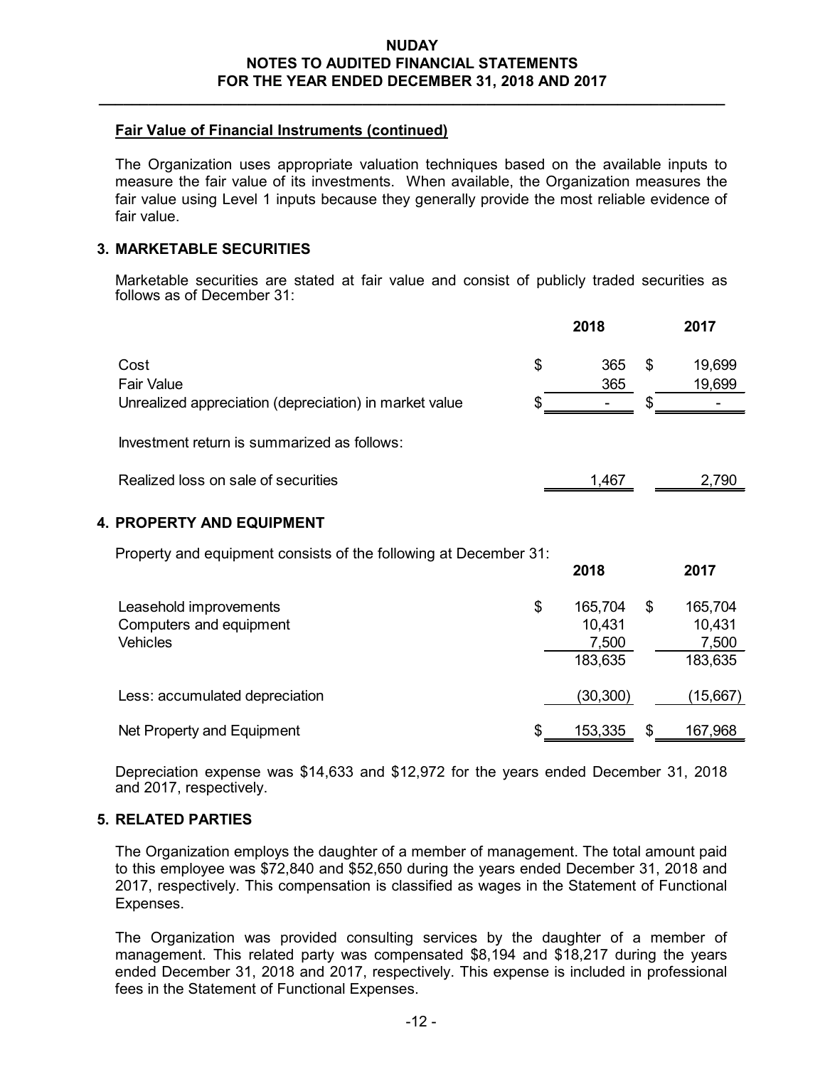**Fair Value of Financial Instruments (continued)**

The Organization uses appropriate valuation techniques based on the available inputs to measure the fair value of its investments. When available, the Organization measures the fair value using Level 1 inputs because they generally provide the most reliable evidence of fair value.

## 3. MARKETABLE SECURITIES

Marketable securities are stated at fair value and consist of publicly traded securities as follows as of December 31:

| | 2018 | 2017 |
|---|---|---|
| Cost | $ 365 | $ 19,699 |
| Fair Value | 365 | 19,699 |
| Unrealized appreciation (depreciation) in market value | $ - | $ - |

Investment return is summarized as follows:

| | 2018 | 2017 |
|---|---|---|
| Realized loss on sale of securities | 1,467 | 2,790 |

## 4. PROPERTY AND EQUIPMENT

Property and equipment consists of the following at December 31:

| | 2018 | 2017 |
|---|---|---|
| Leasehold improvements | $ 165,704 | $ 165,704 |
| Computers and equipment | 10,431 | 10,431 |
| Vehicles | 7,500 | 7,500 |
| | 183,635 | 183,635 |
| Less: accumulated depreciation | (30,300) | (15,667) |
| Net Property and Equipment | $ 153,335 | $ 167,968 |

Depreciation expense was $14,633 and $12,972 for the years ended December 31, 2018 and 2017, respectively.

## 5. RELATED PARTIES

The Organization employs the daughter of a member of management. The total amount paid to this employee was $72,840 and $52,650 during the years ended December 31, 2018 and 2017, respectively. This compensation is classified as wages in the Statement of Functional Expenses.

The Organization was provided consulting services by the daughter of a member of management. This related party was compensated $8,194 and $18,217 during the years ended December 31, 2018 and 2017, respectively. This expense is included in professional fees in the Statement of Functional Expenses.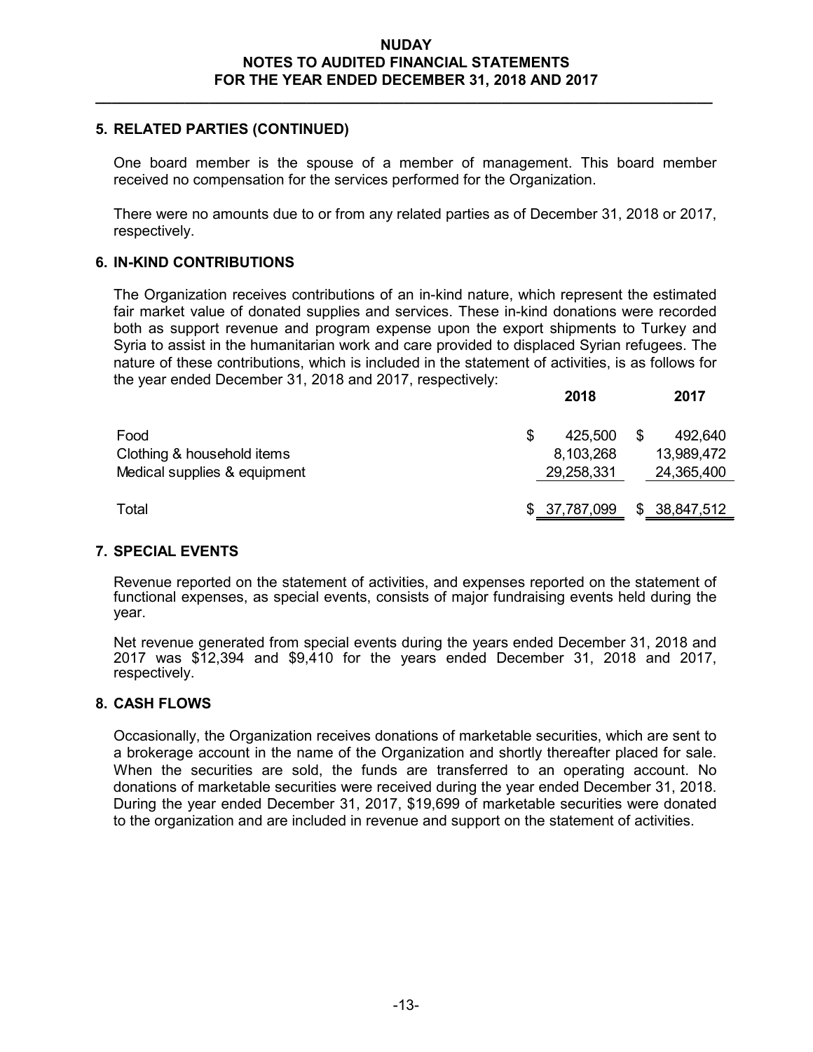## 5. RELATED PARTIES (CONTINUED)

One board member is the spouse of a member of management. This board member received no compensation for the services performed for the Organization.

There were no amounts due to or from any related parties as of December 31, 2018 or 2017, respectively.

## 6. IN-KIND CONTRIBUTIONS

The Organization receives contributions of an in-kind nature, which represent the estimated fair market value of donated supplies and services. These in-kind donations were recorded both as support revenue and program expense upon the export shipments to Turkey and Syria to assist in the humanitarian work and care provided to displaced Syrian refugees. The nature of these contributions, which is included in the statement of activities, is as follows for the year ended December 31, 2018 and 2017, respectively:

| | 2018 | 2017 |
|---|---|---|
| Food | $ 425,500 | $ 492,640 |
| Clothing & household items | 8,103,268 | 13,989,472 |
| Medical supplies & equipment | 29,258,331 | 24,365,400 |
| Total | $ 37,787,099 | $ 38,847,512 |

## 7. SPECIAL EVENTS

Revenue reported on the statement of activities, and expenses reported on the statement of functional expenses, as special events, consists of major fundraising events held during the year.

Net revenue generated from special events during the years ended December 31, 2018 and 2017 was $12,394 and $9,410 for the years ended December 31, 2018 and 2017, respectively.

## 8. CASH FLOWS

Occasionally, the Organization receives donations of marketable securities, which are sent to a brokerage account in the name of the Organization and shortly thereafter placed for sale. When the securities are sold, the funds are transferred to an operating account. No donations of marketable securities were received during the year ended December 31, 2018. During the year ended December 31, 2017, $19,699 of marketable securities were donated to the organization and are included in revenue and support on the statement of activities.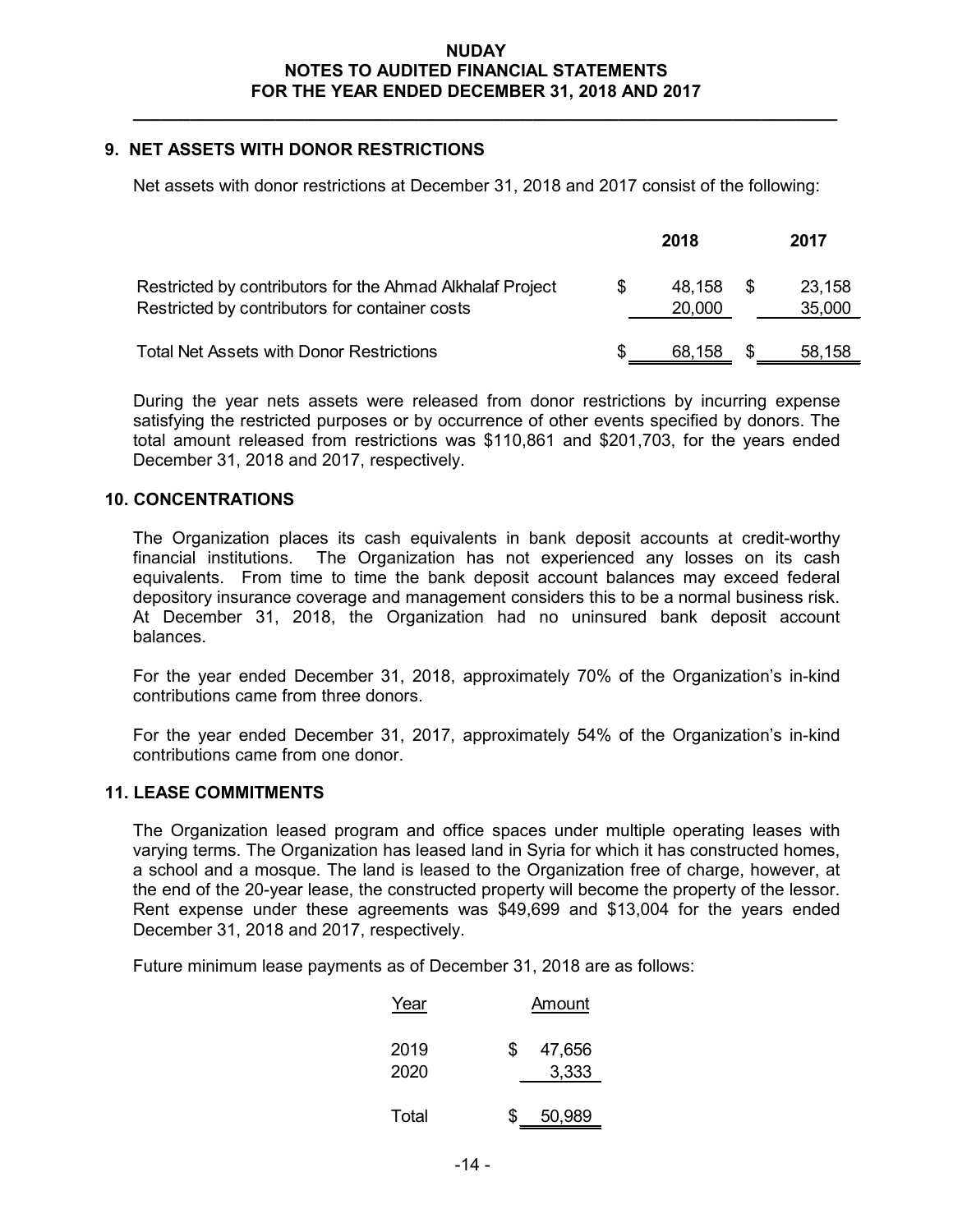## 9. NET ASSETS WITH DONOR RESTRICTIONS

Net assets with donor restrictions at December 31, 2018 and 2017 consist of the following:

| | 2018 | 2017 |
|---|---|---|
| Restricted by contributors for the Ahmad Alkhalaf Project | $ 48,158 | $ 23,158 |
| Restricted by contributors for container costs | 20,000 | 35,000 |
| Total Net Assets with Donor Restrictions | $ 68,158 | $ 58,158 |

During the year nets assets were released from donor restrictions by incurring expense satisfying the restricted purposes or by occurrence of other events specified by donors. The total amount released from restrictions was $110,861 and $201,703, for the years ended December 31, 2018 and 2017, respectively.

## 10. CONCENTRATIONS

The Organization places its cash equivalents in bank deposit accounts at credit-worthy financial institutions. The Organization has not experienced any losses on its cash equivalents. From time to time the bank deposit account balances may exceed federal depository insurance coverage and management considers this to be a normal business risk. At December 31, 2018, the Organization had no uninsured bank deposit account balances.

For the year ended December 31, 2018, approximately 70% of the Organization's in-kind contributions came from three donors.

For the year ended December 31, 2017, approximately 54% of the Organization's in-kind contributions came from one donor.

## 11. LEASE COMMITMENTS

The Organization leased program and office spaces under multiple operating leases with varying terms. The Organization has leased land in Syria for which it has constructed homes, a school and a mosque. The land is leased to the Organization free of charge, however, at the end of the 20-year lease, the constructed property will become the property of the lessor. Rent expense under these agreements was $49,699 and $13,004 for the years ended December 31, 2018 and 2017, respectively.

Future minimum lease payments as of December 31, 2018 are as follows:

| Year | Amount |
|---|---|
| 2019 | $ 47,656 |
| 2020 | 3,333 |
| Total | $ 50,989 |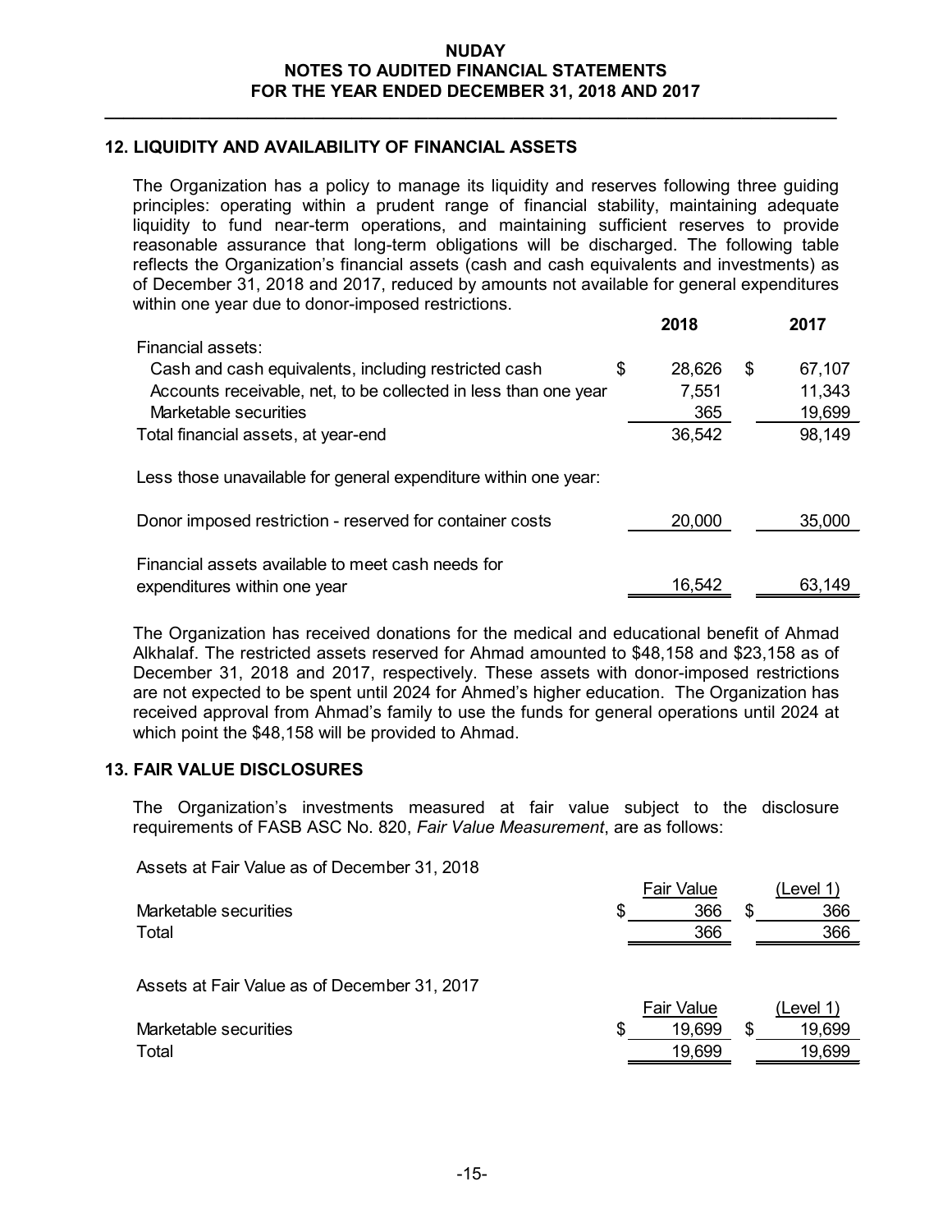## 12. LIQUIDITY AND AVAILABILITY OF FINANCIAL ASSETS

The Organization has a policy to manage its liquidity and reserves following three guiding principles: operating within a prudent range of financial stability, maintaining adequate liquidity to fund near-term operations, and maintaining sufficient reserves to provide reasonable assurance that long-term obligations will be discharged. The following table reflects the Organization's financial assets (cash and cash equivalents and investments) as of December 31, 2018 and 2017, reduced by amounts not available for general expenditures within one year due to donor-imposed restrictions.

| | 2018 | 2017 |
|---|---|---|
| Financial assets: | | |
| Cash and cash equivalents, including restricted cash | $ 28,626 | $ 67,107 |
| Accounts receivable, net, to be collected in less than one year | 7,551 | 11,343 |
| Marketable securities | 365 | 19,699 |
| Total financial assets, at year-end | 36,542 | 98,149 |
| Less those unavailable for general expenditure within one year: | | |
| Donor imposed restriction - reserved for container costs | 20,000 | 35,000 |
| Financial assets available to meet cash needs for expenditures within one year | 16,542 | 63,149 |

The Organization has received donations for the medical and educational benefit of Ahmad Alkhalaf. The restricted assets reserved for Ahmad amounted to $48,158 and $23,158 as of December 31, 2018 and 2017, respectively. These assets with donor-imposed restrictions are not expected to be spent until 2024 for Ahmed's higher education. The Organization has received approval from Ahmad's family to use the funds for general operations until 2024 at which point the $48,158 will be provided to Ahmad.

## 13. FAIR VALUE DISCLOSURES

The Organization's investments measured at fair value subject to the disclosure requirements of FASB ASC No. 820, *Fair Value Measurement*, are as follows:

Assets at Fair Value as of December 31, 2018

| | Fair Value | (Level 1) |
|---|---|---|
| Marketable securities | $ 366 | $ 366 |
| Total | 366 | 366 |

Assets at Fair Value as of December 31, 2017

| | Fair Value | (Level 1) |
|---|---|---|
| Marketable securities | $ 19,699 | $ 19,699 |
| Total | 19,699 | 19,699 |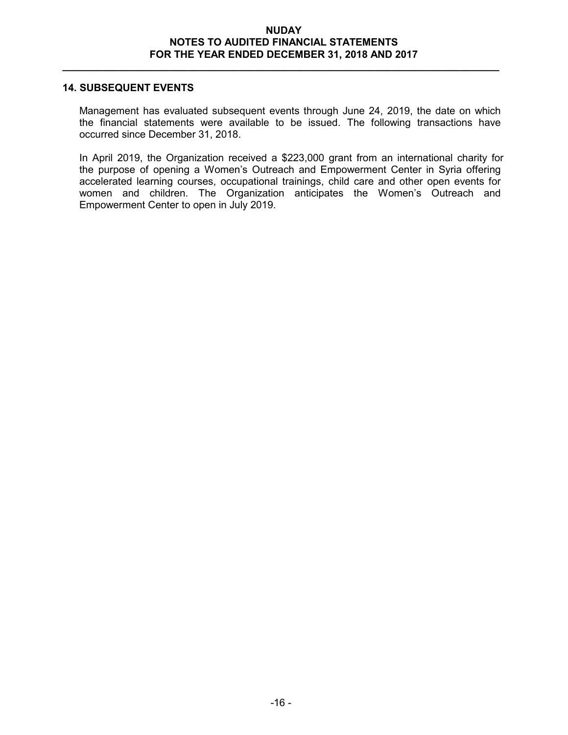## 14. SUBSEQUENT EVENTS

Management has evaluated subsequent events through June 24, 2019, the date on which the financial statements were available to be issued. The following transactions have occurred since December 31, 2018.

In April 2019, the Organization received a $223,000 grant from an international charity for the purpose of opening a Women's Outreach and Empowerment Center in Syria offering accelerated learning courses, occupational trainings, child care and other open events for women and children. The Organization anticipates the Women's Outreach and Empowerment Center to open in July 2019.